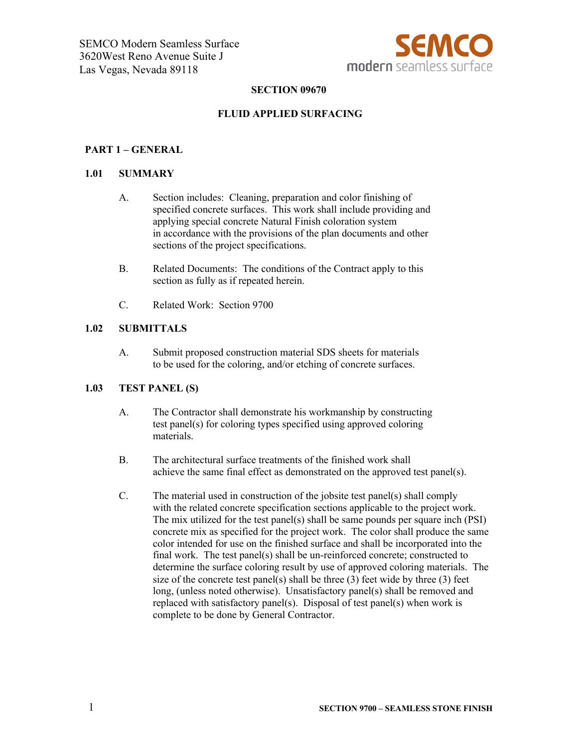SEMCO Modern Seamless Surface
3620West Reno Avenue Suite J
Las Vegas, Nevada 89118

**SECTION 09670**

**FLUID APPLIED SURFACING**

## PART 1 – GENERAL

### 1.01 SUMMARY

A. Section includes: Cleaning, preparation and color finishing of specified concrete surfaces. This work shall include providing and applying special concrete Natural Finish coloration system in accordance with the provisions of the plan documents and other sections of the project specifications.

B. Related Documents: The conditions of the Contract apply to this section as fully as if repeated herein.

C. Related Work: Section 9700

### 1.02 SUBMITTALS

A. Submit proposed construction material SDS sheets for materials to be used for the coloring, and/or etching of concrete surfaces.

### 1.03 TEST PANEL (S)

A. The Contractor shall demonstrate his workmanship by constructing test panel(s) for coloring types specified using approved coloring materials.

B. The architectural surface treatments of the finished work shall achieve the same final effect as demonstrated on the approved test panel(s).

C. The material used in construction of the jobsite test panel(s) shall comply with the related concrete specification sections applicable to the project work. The mix utilized for the test panel(s) shall be same pounds per square inch (PSI) concrete mix as specified for the project work. The color shall produce the same color intended for use on the finished surface and shall be incorporated into the final work. The test panel(s) shall be un-reinforced concrete; constructed to determine the surface coloring result by use of approved coloring materials. The size of the concrete test panel(s) shall be three (3) feet wide by three (3) feet long, (unless noted otherwise). Unsatisfactory panel(s) shall be removed and replaced with satisfactory panel(s). Disposal of test panel(s) when work is complete to be done by General Contractor.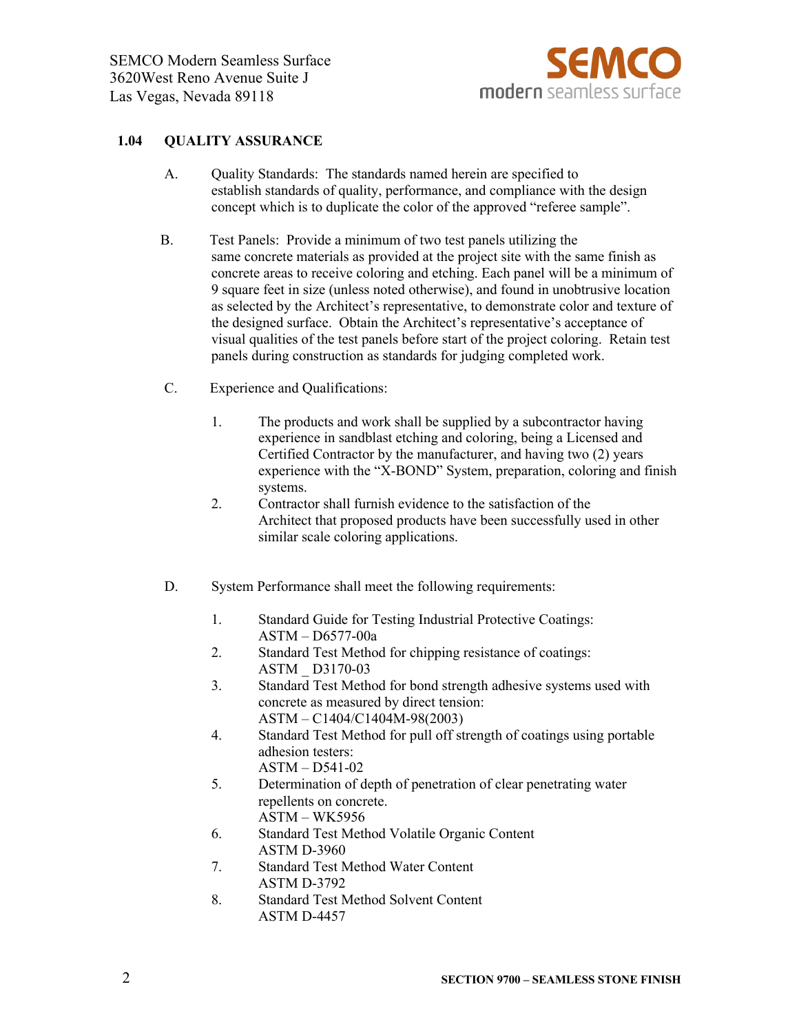## 1.04 QUALITY ASSURANCE

A. Quality Standards: The standards named herein are specified to establish standards of quality, performance, and compliance with the design concept which is to duplicate the color of the approved "referee sample".

B. Test Panels: Provide a minimum of two test panels utilizing the same concrete materials as provided at the project site with the same finish as concrete areas to receive coloring and etching. Each panel will be a minimum of 9 square feet in size (unless noted otherwise), and found in unobtrusive location as selected by the Architect's representative, to demonstrate color and texture of the designed surface. Obtain the Architect's representative's acceptance of visual qualities of the test panels before start of the project coloring. Retain test panels during construction as standards for judging completed work.

C. Experience and Qualifications:

1. The products and work shall be supplied by a subcontractor having experience in sandblast etching and coloring, being a Licensed and Certified Contractor by the manufacturer, and having two (2) years experience with the "X-BOND" System, preparation, coloring and finish systems.
2. Contractor shall furnish evidence to the satisfaction of the Architect that proposed products have been successfully used in other similar scale coloring applications.

D. System Performance shall meet the following requirements:

1. Standard Guide for Testing Industrial Protective Coatings: ASTM – D6577-00a
2. Standard Test Method for chipping resistance of coatings: ASTM _ D3170-03
3. Standard Test Method for bond strength adhesive systems used with concrete as measured by direct tension: ASTM – C1404/C1404M-98(2003)
4. Standard Test Method for pull off strength of coatings using portable adhesion testers: ASTM – D541-02
5. Determination of depth of penetration of clear penetrating water repellents on concrete. ASTM – WK5956
6. Standard Test Method Volatile Organic Content ASTM D-3960
7. Standard Test Method Water Content ASTM D-3792
8. Standard Test Method Solvent Content ASTM D-4457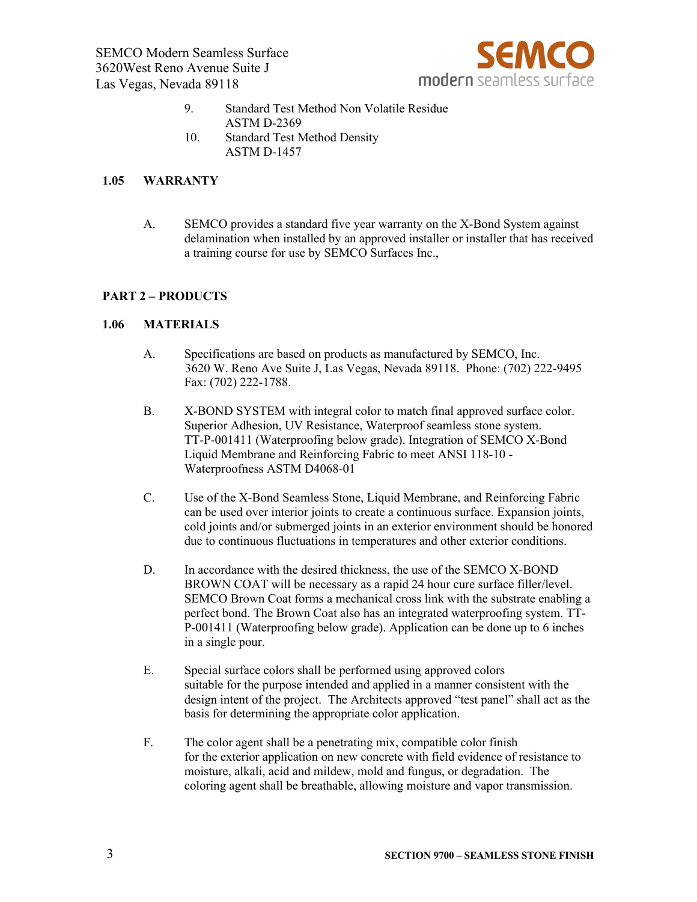9. Standard Test Method Non Volatile Residue
   ASTM D-2369
10. Standard Test Method Density
    ASTM D-1457

## 1.05 WARRANTY

A. SEMCO provides a standard five year warranty on the X-Bond System against delamination when installed by an approved installer or installer that has received a training course for use by SEMCO Surfaces Inc.,

## PART 2 – PRODUCTS

## 1.06 MATERIALS

A. Specifications are based on products as manufactured by SEMCO, Inc. 3620 W. Reno Ave Suite J, Las Vegas, Nevada 89118. Phone: (702) 222-9495 Fax: (702) 222-1788.

B. X-BOND SYSTEM with integral color to match final approved surface color. Superior Adhesion, UV Resistance, Waterproof seamless stone system. TT-P-001411 (Waterproofing below grade). Integration of SEMCO X-Bond Liquid Membrane and Reinforcing Fabric to meet ANSI 118-10 - Waterproofness ASTM D4068-01

C. Use of the X-Bond Seamless Stone, Liquid Membrane, and Reinforcing Fabric can be used over interior joints to create a continuous surface. Expansion joints, cold joints and/or submerged joints in an exterior environment should be honored due to continuous fluctuations in temperatures and other exterior conditions.

D. In accordance with the desired thickness, the use of the SEMCO X-BOND BROWN COAT will be necessary as a rapid 24 hour cure surface filler/level. SEMCO Brown Coat forms a mechanical cross link with the substrate enabling a perfect bond. The Brown Coat also has an integrated waterproofing system. TT-P-001411 (Waterproofing below grade). Application can be done up to 6 inches in a single pour.

E. Special surface colors shall be performed using approved colors suitable for the purpose intended and applied in a manner consistent with the design intent of the project. The Architects approved "test panel" shall act as the basis for determining the appropriate color application.

F. The color agent shall be a penetrating mix, compatible color finish for the exterior application on new concrete with field evidence of resistance to moisture, alkali, acid and mildew, mold and fungus, or degradation. The coloring agent shall be breathable, allowing moisture and vapor transmission.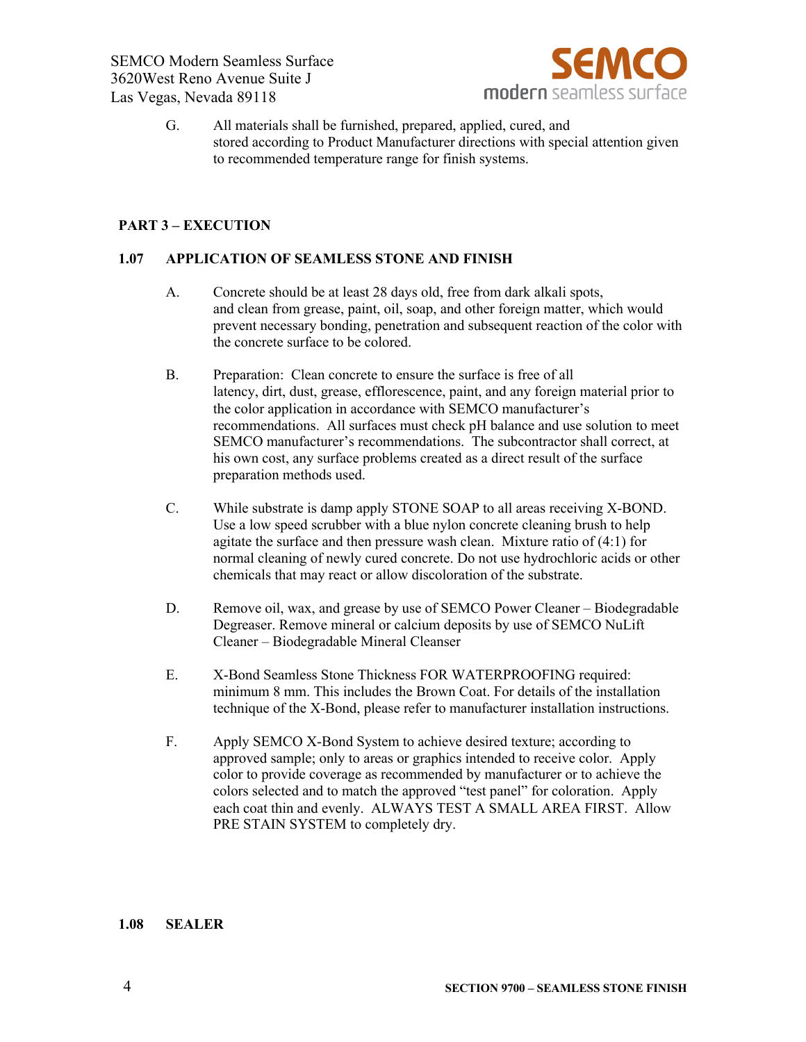G. All materials shall be furnished, prepared, applied, cured, and stored according to Product Manufacturer directions with special attention given to recommended temperature range for finish systems.

## PART 3 – EXECUTION

### 1.07 APPLICATION OF SEAMLESS STONE AND FINISH

A. Concrete should be at least 28 days old, free from dark alkali spots, and clean from grease, paint, oil, soap, and other foreign matter, which would prevent necessary bonding, penetration and subsequent reaction of the color with the concrete surface to be colored.

B. Preparation: Clean concrete to ensure the surface is free of all latency, dirt, dust, grease, efflorescence, paint, and any foreign material prior to the color application in accordance with SEMCO manufacturer's recommendations. All surfaces must check pH balance and use solution to meet SEMCO manufacturer's recommendations. The subcontractor shall correct, at his own cost, any surface problems created as a direct result of the surface preparation methods used.

C. While substrate is damp apply STONE SOAP to all areas receiving X-BOND. Use a low speed scrubber with a blue nylon concrete cleaning brush to help agitate the surface and then pressure wash clean. Mixture ratio of (4:1) for normal cleaning of newly cured concrete. Do not use hydrochloric acids or other chemicals that may react or allow discoloration of the substrate.

D. Remove oil, wax, and grease by use of SEMCO Power Cleaner – Biodegradable Degreaser. Remove mineral or calcium deposits by use of SEMCO NuLift Cleaner – Biodegradable Mineral Cleanser

E. X-Bond Seamless Stone Thickness FOR WATERPROOFING required: minimum 8 mm. This includes the Brown Coat. For details of the installation technique of the X-Bond, please refer to manufacturer installation instructions.

F. Apply SEMCO X-Bond System to achieve desired texture; according to approved sample; only to areas or graphics intended to receive color. Apply color to provide coverage as recommended by manufacturer or to achieve the colors selected and to match the approved "test panel" for coloration. Apply each coat thin and evenly. ALWAYS TEST A SMALL AREA FIRST. Allow PRE STAIN SYSTEM to completely dry.

### 1.08 SEALER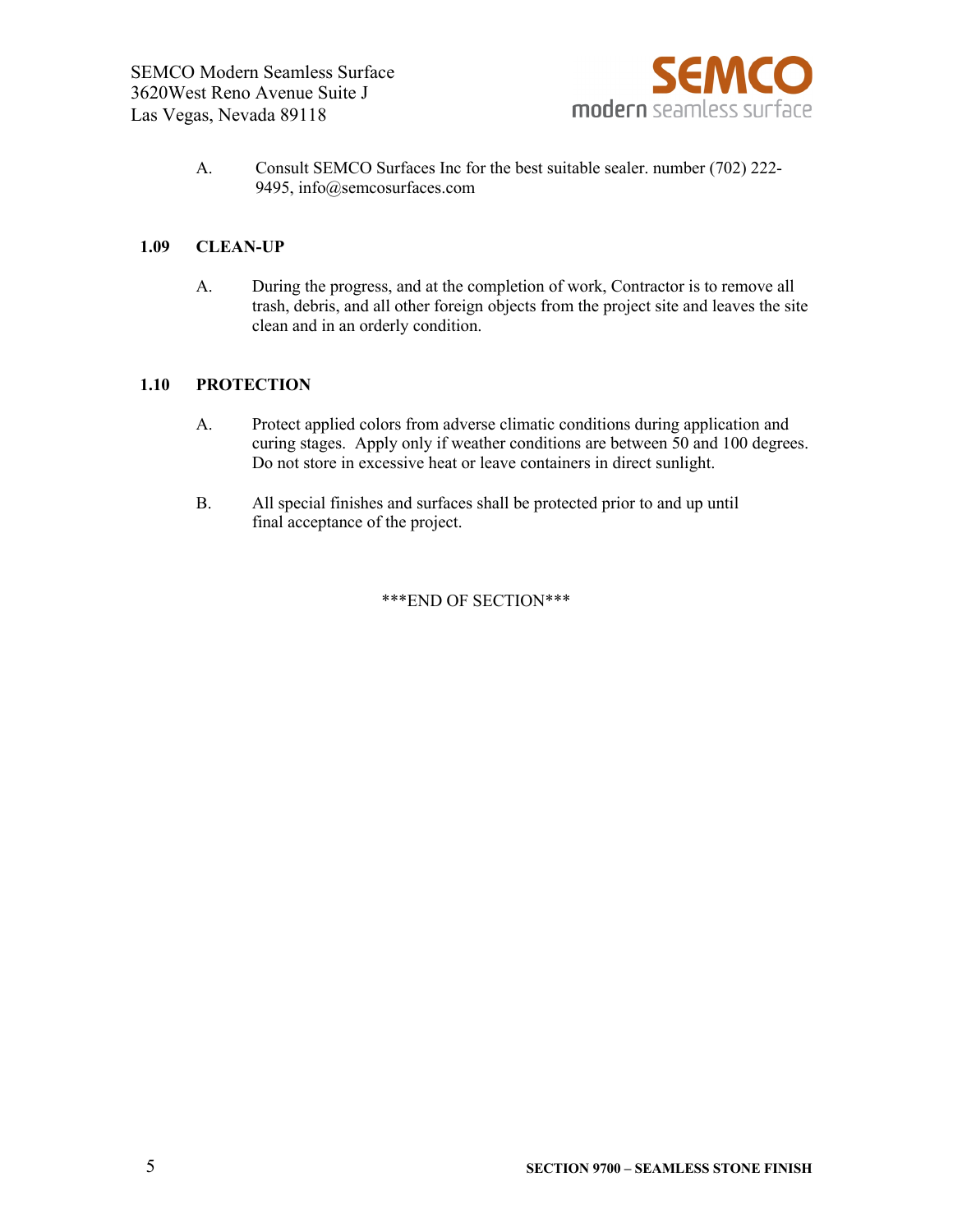A. Consult SEMCO Surfaces Inc for the best suitable sealer. number (702) 222-9495, info@semcosurfaces.com

### 1.09 CLEAN-UP

A. During the progress, and at the completion of work, Contractor is to remove all trash, debris, and all other foreign objects from the project site and leaves the site clean and in an orderly condition.

### 1.10 PROTECTION

A. Protect applied colors from adverse climatic conditions during application and curing stages. Apply only if weather conditions are between 50 and 100 degrees. Do not store in excessive heat or leave containers in direct sunlight.

B. All special finishes and surfaces shall be protected prior to and up until final acceptance of the project.

***END OF SECTION***